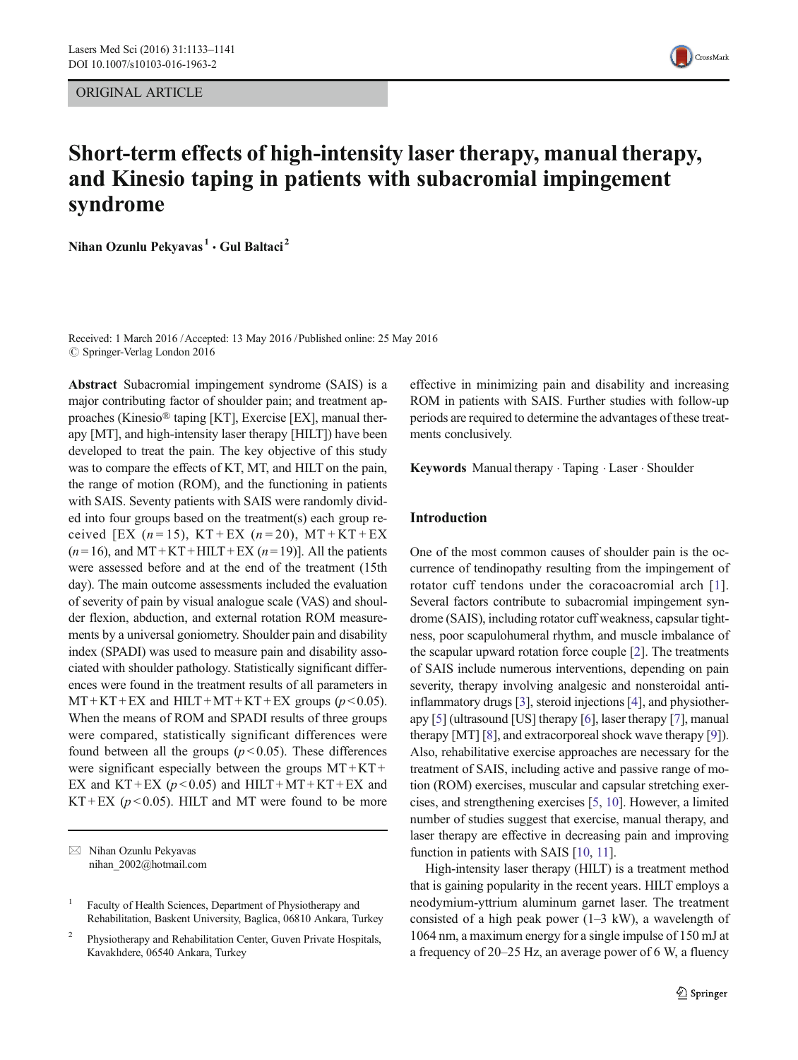ORIGINAL ARTICLE

# Short-term effects of high-intensity laser therapy, manual therapy, and Kinesio taping in patients with subacromial impingement syndrome

**Nihan Ozunlu Pekyavas** [1] **· Gul Baltaci** [2]

Received: 1 March 2016 / Accepted: 13 May 2016 / Published online: 25 May 2016
© Springer-Verlag London 2016

**Abstract** Subacromial impingement syndrome (SAIS) is a major contributing factor of shoulder pain; and treatment approaches (Kinesio® taping [KT], Exercise [EX], manual therapy [MT], and high-intensity laser therapy [HILT]) have been developed to treat the pain. The key objective of this study was to compare the effects of KT, MT, and HILT on the pain, the range of motion (ROM), and the functioning in patients with SAIS. Seventy patients with SAIS were randomly divided into four groups based on the treatment(s) each group received [EX ($n = 15$), KT + EX ($n = 20$), MT + KT + EX ($n = 16$), and MT + KT + HILT + EX ($n = 19$)]. All the patients were assessed before and at the end of the treatment (15th day). The main outcome assessments included the evaluation of severity of pain by visual analogue scale (VAS) and shoulder flexion, abduction, and external rotation ROM measurements by a universal goniometry. Shoulder pain and disability index (SPADI) was used to measure pain and disability associated with shoulder pathology. Statistically significant differences were found in the treatment results of all parameters in MT + KT + EX and HILT + MT + KT + EX groups ($p < 0.05$). When the means of ROM and SPADI results of three groups were compared, statistically significant differences were found between all the groups ($p < 0.05$). These differences were significant especially between the groups MT + KT + EX and KT + EX ($p < 0.05$) and HILT + MT + KT + EX and KT + EX ($p < 0.05$). HILT and MT were found to be more effective in minimizing pain and disability and increasing ROM in patients with SAIS. Further studies with follow-up periods are required to determine the advantages of these treatments conclusively.

**Keywords** Manual therapy · Taping · Laser · Shoulder

✉ Nihan Ozunlu Pekyavas
nihan_2002@hotmail.com

[1] Faculty of Health Sciences, Department of Physiotherapy and Rehabilitation, Baskent University, Baglica, 06810 Ankara, Turkey

[2] Physiotherapy and Rehabilitation Center, Guven Private Hospitals, Kavaklıdere, 06540 Ankara, Turkey

## Introduction

One of the most common causes of shoulder pain is the occurrence of tendinopathy resulting from the impingement of rotator cuff tendons under the coracoacromial arch [1]. Several factors contribute to subacromial impingement syndrome (SAIS), including rotator cuff weakness, capsular tightness, poor scapulohumeral rhythm, and muscle imbalance of the scapular upward rotation force couple [2]. The treatments of SAIS include numerous interventions, depending on pain severity, therapy involving analgesic and nonsteroidal anti-inflammatory drugs [3], steroid injections [4], and physiotherapy [5] (ultrasound [US] therapy [6], laser therapy [7], manual therapy [MT] [8], and extracorporeal shock wave therapy [9]). Also, rehabilitative exercise approaches are necessary for the treatment of SAIS, including active and passive range of motion (ROM) exercises, muscular and capsular stretching exercises, and strengthening exercises [5, 10]. However, a limited number of studies suggest that exercise, manual therapy, and laser therapy are effective in decreasing pain and improving function in patients with SAIS [10, 11].

High-intensity laser therapy (HILT) is a treatment method that is gaining popularity in the recent years. HILT employs a neodymium-yttrium aluminum garnet laser. The treatment consisted of a high peak power (1–3 kW), a wavelength of 1064 nm, a maximum energy for a single impulse of 150 mJ at a frequency of 20–25 Hz, an average power of 6 W, a fluency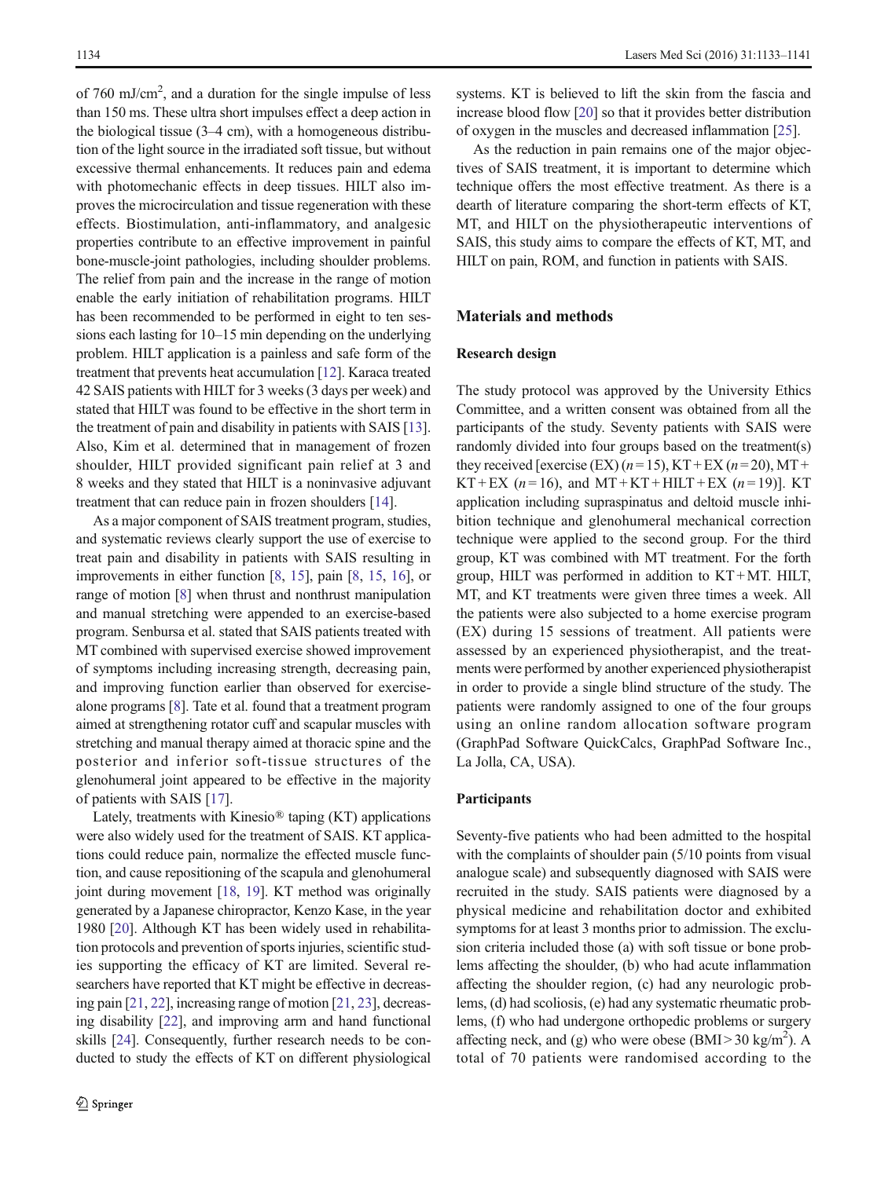of 760 mJ/cm$^2$, and a duration for the single impulse of less than 150 ms. These ultra short impulses effect a deep action in the biological tissue (3–4 cm), with a homogeneous distribution of the light source in the irradiated soft tissue, but without excessive thermal enhancements. It reduces pain and edema with photomechanic effects in deep tissues. HILT also improves the microcirculation and tissue regeneration with these effects. Biostimulation, anti-inflammatory, and analgesic properties contribute to an effective improvement in painful bone-muscle-joint pathologies, including shoulder problems. The relief from pain and the increase in the range of motion enable the early initiation of rehabilitation programs. HILT has been recommended to be performed in eight to ten sessions each lasting for 10–15 min depending on the underlying problem. HILT application is a painless and safe form of the treatment that prevents heat accumulation [12]. Karaca treated 42 SAIS patients with HILT for 3 weeks (3 days per week) and stated that HILT was found to be effective in the short term in the treatment of pain and disability in patients with SAIS [13]. Also, Kim et al. determined that in management of frozen shoulder, HILT provided significant pain relief at 3 and 8 weeks and they stated that HILT is a noninvasive adjuvant treatment that can reduce pain in frozen shoulders [14].

As a major component of SAIS treatment program, studies, and systematic reviews clearly support the use of exercise to treat pain and disability in patients with SAIS resulting in improvements in either function [8, 15], pain [8, 15, 16], or range of motion [8] when thrust and nonthrust manipulation and manual stretching were appended to an exercise-based program. Senbursa et al. stated that SAIS patients treated with MT combined with supervised exercise showed improvement of symptoms including increasing strength, decreasing pain, and improving function earlier than observed for exercise-alone programs [8]. Tate et al. found that a treatment program aimed at strengthening rotator cuff and scapular muscles with stretching and manual therapy aimed at thoracic spine and the posterior and inferior soft-tissue structures of the glenohumeral joint appeared to be effective in the majority of patients with SAIS [17].

Lately, treatments with Kinesio® taping (KT) applications were also widely used for the treatment of SAIS. KT applications could reduce pain, normalize the effected muscle function, and cause repositioning of the scapula and glenohumeral joint during movement [18, 19]. KT method was originally generated by a Japanese chiropractor, Kenzo Kase, in the year 1980 [20]. Although KT has been widely used in rehabilitation protocols and prevention of sports injuries, scientific studies supporting the efficacy of KT are limited. Several researchers have reported that KT might be effective in decreasing pain [21, 22], increasing range of motion [21, 23], decreasing disability [22], and improving arm and hand functional skills [24]. Consequently, further research needs to be conducted to study the effects of KT on different physiological systems. KT is believed to lift the skin from the fascia and increase blood flow [20] so that it provides better distribution of oxygen in the muscles and decreased inflammation [25].

As the reduction in pain remains one of the major objectives of SAIS treatment, it is important to determine which technique offers the most effective treatment. As there is a dearth of literature comparing the short-term effects of KT, MT, and HILT on the physiotherapeutic interventions of SAIS, this study aims to compare the effects of KT, MT, and HILT on pain, ROM, and function in patients with SAIS.

## Materials and methods

### Research design

The study protocol was approved by the University Ethics Committee, and a written consent was obtained from all the participants of the study. Seventy patients with SAIS were randomly divided into four groups based on the treatment(s) they received [exercise (EX) ($n = 15$), KT + EX ($n = 20$), MT + KT + EX ($n = 16$), and MT + KT + HILT + EX ($n = 19$)]. KT application including supraspinatus and deltoid muscle inhibition technique and glenohumeral mechanical correction technique were applied to the second group. For the third group, KT was combined with MT treatment. For the forth group, HILT was performed in addition to KT + MT. HILT, MT, and KT treatments were given three times a week. All the patients were also subjected to a home exercise program (EX) during 15 sessions of treatment. All patients were assessed by an experienced physiotherapist, and the treatments were performed by another experienced physiotherapist in order to provide a single blind structure of the study. The patients were randomly assigned to one of the four groups using an online random allocation software program (GraphPad Software QuickCalcs, GraphPad Software Inc., La Jolla, CA, USA).

### Participants

Seventy-five patients who had been admitted to the hospital with the complaints of shoulder pain (5/10 points from visual analogue scale) and subsequently diagnosed with SAIS were recruited in the study. SAIS patients were diagnosed by a physical medicine and rehabilitation doctor and exhibited symptoms for at least 3 months prior to admission. The exclusion criteria included those (a) with soft tissue or bone problems affecting the shoulder, (b) who had acute inflammation affecting the shoulder region, (c) had any neurologic problems, (d) had scoliosis, (e) had any systematic rheumatic problems, (f) who had undergone orthopedic problems or surgery affecting neck, and (g) who were obese (BMI > 30 kg/m$^2$). A total of 70 patients were randomised according to the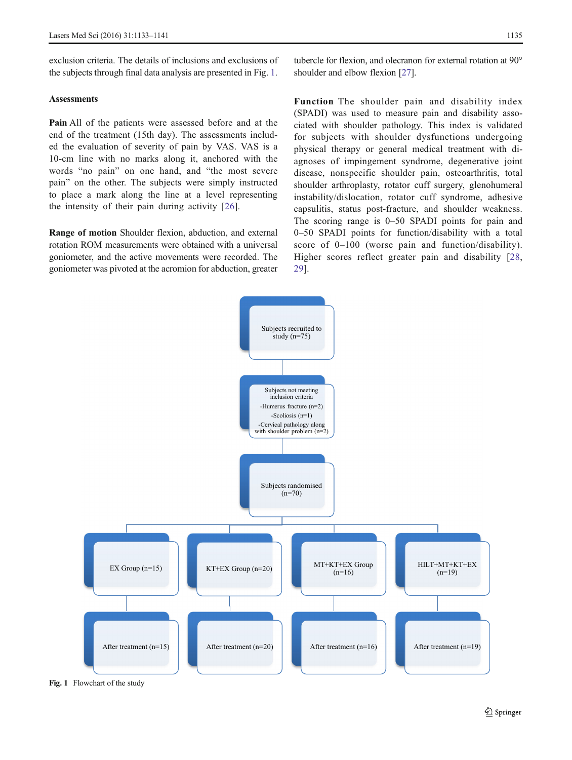exclusion criteria. The details of inclusions and exclusions of the subjects through final data analysis are presented in Fig. 1.

### Assessments

**Pain** All of the patients were assessed before and at the end of the treatment (15th day). The assessments included the evaluation of severity of pain by VAS. VAS is a 10-cm line with no marks along it, anchored with the words "no pain" on one hand, and "the most severe pain" on the other. The subjects were simply instructed to place a mark along the line at a level representing the intensity of their pain during activity [26].

**Range of motion** Shoulder flexion, abduction, and external rotation ROM measurements were obtained with a universal goniometer, and the active movements were recorded. The goniometer was pivoted at the acromion for abduction, greater tubercle for flexion, and olecranon for external rotation at 90° shoulder and elbow flexion [27].

**Function** The shoulder pain and disability index (SPADI) was used to measure pain and disability associated with shoulder pathology. This index is validated for subjects with shoulder dysfunctions undergoing physical therapy or general medical treatment with diagnoses of impingement syndrome, degenerative joint disease, nonspecific shoulder pain, osteoarthritis, total shoulder arthroplasty, rotator cuff surgery, glenohumeral instability/dislocation, rotator cuff syndrome, adhesive capsulitis, status post-fracture, and shoulder weakness. The scoring range is 0–50 SPADI points for pain and 0–50 SPADI points for function/disability with a total score of 0–100 (worse pain and function/disability). Higher scores reflect greater pain and disability [28, 29].

Subjects recruited to study (n=75)

Subjects not meeting inclusion criteria
-Humerus fracture (n=2)
-Scoliosis (n=1)
-Cervical pathology along with shoulder problem (n=2)

Subjects randomised (n=70)

| EX Group (n=15) | KT+EX Group (n=20) | MT+KT+EX Group (n=16) | HILT+MT+KT+EX (n=19) |
|---|---|---|---|
| After treatment (n=15) | After treatment (n=20) | After treatment (n=16) | After treatment (n=19) |

**Fig. 1** Flowchart of the study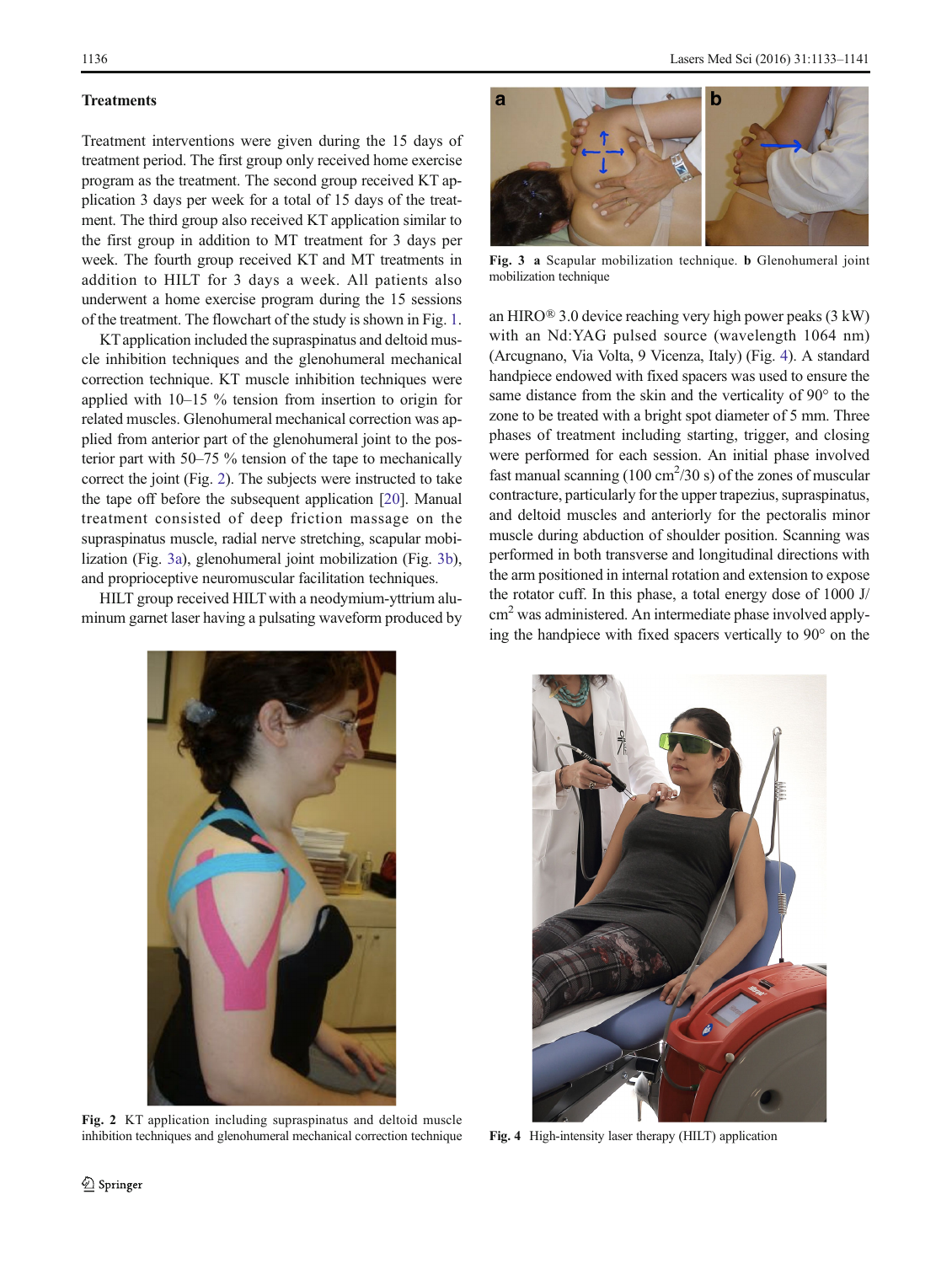### Treatments

Treatment interventions were given during the 15 days of treatment period. The first group only received home exercise program as the treatment. The second group received KT application 3 days per week for a total of 15 days of the treatment. The third group also received KT application similar to the first group in addition to MT treatment for 3 days per week. The fourth group received KT and MT treatments in addition to HILT for 3 days a week. All patients also underwent a home exercise program during the 15 sessions of the treatment. The flowchart of the study is shown in Fig. 1.

KT application included the supraspinatus and deltoid muscle inhibition techniques and the glenohumeral mechanical correction technique. KT muscle inhibition techniques were applied with 10–15 % tension from insertion to origin for related muscles. Glenohumeral mechanical correction was applied from anterior part of the glenohumeral joint to the posterior part with 50–75 % tension of the tape to mechanically correct the joint (Fig. 2). The subjects were instructed to take the tape off before the subsequent application [20]. Manual treatment consisted of deep friction massage on the supraspinatus muscle, radial nerve stretching, scapular mobilization (Fig. 3a), glenohumeral joint mobilization (Fig. 3b), and proprioceptive neuromuscular facilitation techniques.

HILT group received HILT with a neodymium-yttrium aluminum garnet laser having a pulsating waveform produced by an HIRO® 3.0 device reaching very high power peaks (3 kW) with an Nd:YAG pulsed source (wavelength 1064 nm) (Arcugnano, Via Volta, 9 Vicenza, Italy) (Fig. 4). A standard handpiece endowed with fixed spacers was used to ensure the same distance from the skin and the verticality of 90° to the zone to be treated with a bright spot diameter of 5 mm. Three phases of treatment including starting, trigger, and closing were performed for each session. An initial phase involved fast manual scanning (100 cm$^2$/30 s) of the zones of muscular contracture, particularly for the upper trapezius, supraspinatus, and deltoid muscles and anteriorly for the pectoralis minor muscle during abduction of shoulder position. Scanning was performed in both transverse and longitudinal directions with the arm positioned in internal rotation and extension to expose the rotator cuff. In this phase, a total energy dose of 1000 J/cm$^2$ was administered. An intermediate phase involved applying the handpiece with fixed spacers vertically to 90° on the

**Fig. 3** **a** Scapular mobilization technique. **b** Glenohumeral joint mobilization technique

**Fig. 2** KT application including supraspinatus and deltoid muscle inhibition techniques and glenohumeral mechanical correction technique

**Fig. 4** High-intensity laser therapy (HILT) application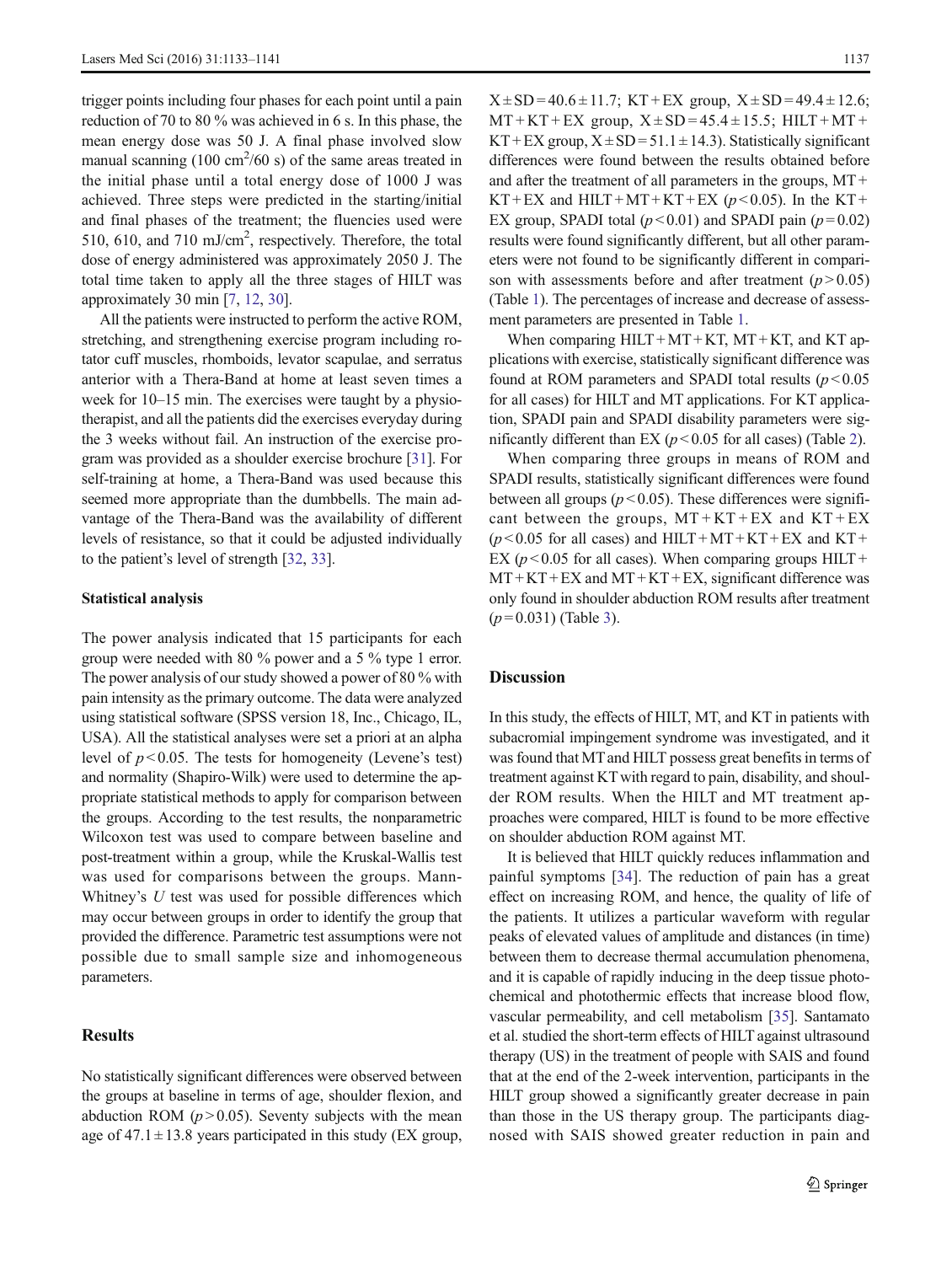trigger points including four phases for each point until a pain reduction of 70 to 80 % was achieved in 6 s. In this phase, the mean energy dose was 50 J. A final phase involved slow manual scanning (100 $cm^2$/60 s) of the same areas treated in the initial phase until a total energy dose of 1000 J was achieved. Three steps were predicted in the starting/initial and final phases of the treatment; the fluencies used were 510, 610, and 710 mJ/$cm^2$, respectively. Therefore, the total dose of energy administered was approximately 2050 J. The total time taken to apply all the three stages of HILT was approximately 30 min [7, 12, 30].

All the patients were instructed to perform the active ROM, stretching, and strengthening exercise program including rotator cuff muscles, rhomboids, levator scapulae, and serratus anterior with a Thera-Band at home at least seven times a week for 10–15 min. The exercises were taught by a physiotherapist, and all the patients did the exercises everyday during the 3 weeks without fail. An instruction of the exercise program was provided as a shoulder exercise brochure [31]. For self-training at home, a Thera-Band was used because this seemed more appropriate than the dumbbells. The main advantage of the Thera-Band was the availability of different levels of resistance, so that it could be adjusted individually to the patient's level of strength [32, 33].

### Statistical analysis

The power analysis indicated that 15 participants for each group were needed with 80 % power and a 5 % type 1 error. The power analysis of our study showed a power of 80 % with pain intensity as the primary outcome. The data were analyzed using statistical software (SPSS version 18, Inc., Chicago, IL, USA). All the statistical analyses were set a priori at an alpha level of $p < 0.05$. The tests for homogeneity (Levene's test) and normality (Shapiro-Wilk) were used to determine the appropriate statistical methods to apply for comparison between the groups. According to the test results, the nonparametric Wilcoxon test was used to compare between baseline and post-treatment within a group, while the Kruskal-Wallis test was used for comparisons between the groups. Mann-Whitney's *U* test was used for possible differences which may occur between groups in order to identify the group that provided the difference. Parametric test assumptions were not possible due to small sample size and inhomogeneous parameters.

## Results

No statistically significant differences were observed between the groups at baseline in terms of age, shoulder flexion, and abduction ROM ($p > 0.05$). Seventy subjects with the mean age of $47.1 \pm 13.8$ years participated in this study (EX group, $X \pm SD = 40.6 \pm 11.7$; KT + EX group, $X \pm SD = 49.4 \pm 12.6$; MT + KT + EX group, $X \pm SD = 45.4 \pm 15.5$; HILT + MT + KT + EX group, $X \pm SD = 51.1 \pm 14.3$). Statistically significant differences were found between the results obtained before and after the treatment of all parameters in the groups, MT + KT + EX and HILT + MT + KT + EX ($p < 0.05$). In the KT + EX group, SPADI total ($p < 0.01$) and SPADI pain ($p = 0.02$) results were found significantly different, but all other parameters were not found to be significantly different in comparison with assessments before and after treatment ($p > 0.05$) (Table 1). The percentages of increase and decrease of assessment parameters are presented in Table 1.

When comparing HILT + MT + KT, MT + KT, and KT applications with exercise, statistically significant difference was found at ROM parameters and SPADI total results ($p < 0.05$ for all cases) for HILT and MT applications. For KT application, SPADI pain and SPADI disability parameters were significantly different than EX ($p < 0.05$ for all cases) (Table 2).

When comparing three groups in means of ROM and SPADI results, statistically significant differences were found between all groups ($p < 0.05$). These differences were significant between the groups, MT + KT + EX and KT + EX ($p < 0.05$ for all cases) and HILT + MT + KT + EX and KT + EX ($p < 0.05$ for all cases). When comparing groups HILT + MT + KT + EX and MT + KT + EX, significant difference was only found in shoulder abduction ROM results after treatment ($p = 0.031$) (Table 3).

## Discussion

In this study, the effects of HILT, MT, and KT in patients with subacromial impingement syndrome was investigated, and it was found that MT and HILT possess great benefits in terms of treatment against KT with regard to pain, disability, and shoulder ROM results. When the HILT and MT treatment approaches were compared, HILT is found to be more effective on shoulder abduction ROM against MT.

It is believed that HILT quickly reduces inflammation and painful symptoms [34]. The reduction of pain has a great effect on increasing ROM, and hence, the quality of life of the patients. It utilizes a particular waveform with regular peaks of elevated values of amplitude and distances (in time) between them to decrease thermal accumulation phenomena, and it is capable of rapidly inducing in the deep tissue photochemical and photothermic effects that increase blood flow, vascular permeability, and cell metabolism [35]. Santamato et al. studied the short-term effects of HILT against ultrasound therapy (US) in the treatment of people with SAIS and found that at the end of the 2-week intervention, participants in the HILT group showed a significantly greater decrease in pain than those in the US therapy group. The participants diagnosed with SAIS showed greater reduction in pain and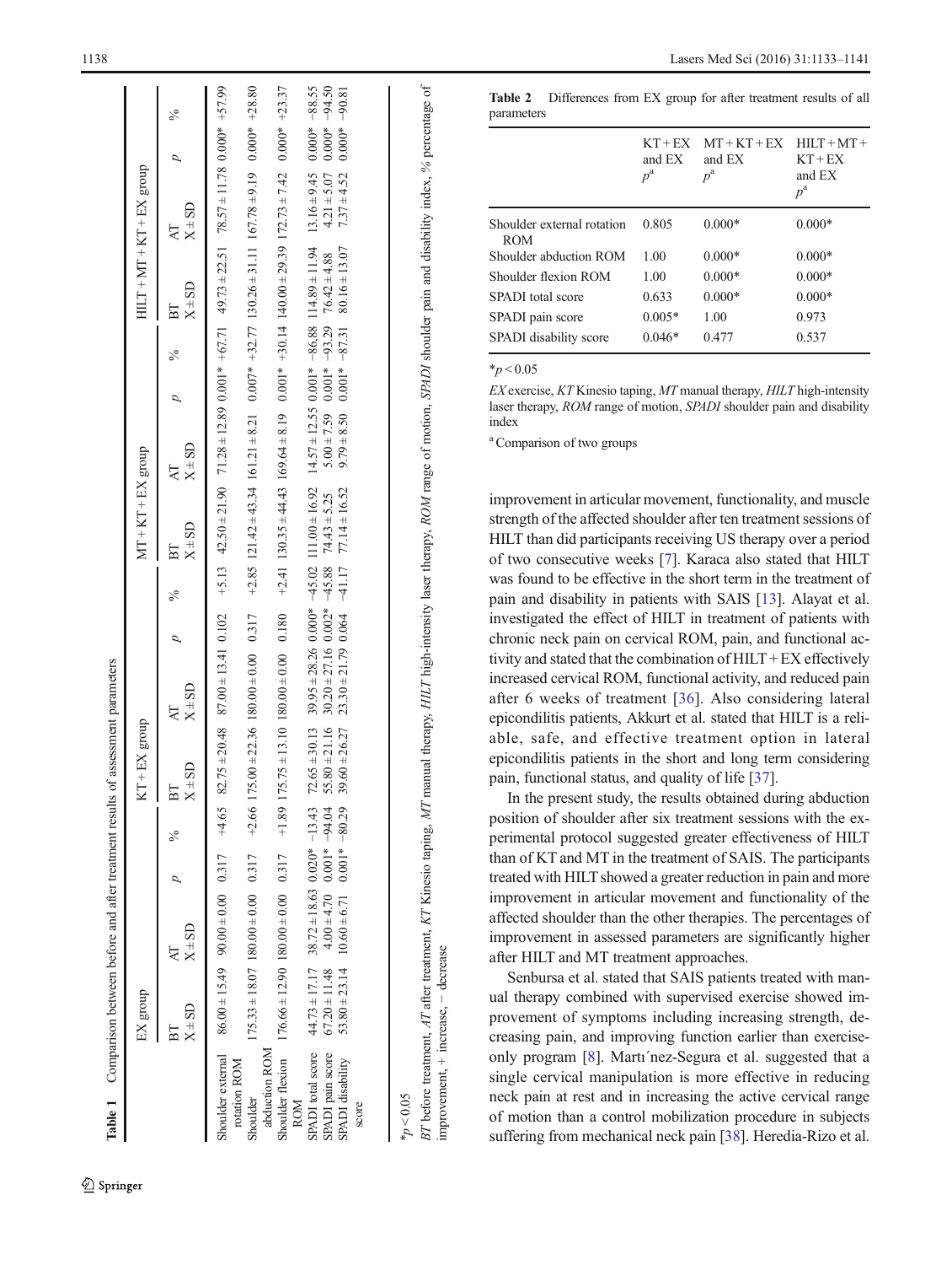**Table 1** Comparison between before and after treatment results of assessment parameters

| | EX group | | | | KT + EX group | | | | MT + KT + EX group | | | | HILT + MT + KT + EX group | | | |
|---|---|---|---|---|---|---|---|---|---|---|---|---|---|---|---|---|
| | BT X ± SD | AT X ± SD | p | % | BT X ± SD | AT X ± SD | p | % | BT X ± SD | AT X ± SD | p | % | BT X ± SD | AT X ± SD | p | % |
| Shoulder external rotation ROM | 86.00 ± 15.49 | 90.00 ± 0.00 | 0.317 | +4.65 | 82.75 ± 20.48 | 87.00 ± 13.41 | 0.102 | +5.13 | 42.50 ± 21.90 | 71.28 ± 12.89 | 0.001* | +67.71 | 49.73 ± 22.51 | 78.57 ± 11.78 | 0.000* | +57.99 |
| Shoulder abduction ROM | 175.33 ± 18.07 | 180.00 ± 0.00 | 0.317 | +2.66 | 175.00 ± 22.36 | 180.00 ± 0.00 | 0.317 | +2.85 | 121.42 ± 43.34 | 161.21 ± 8.21 | 0.007* | +32.77 | 130.26 ± 31.11 | 167.78 ± 9.19 | 0.000* | +28.80 |
| Shoulder flexion ROM | 176.66 ± 12.90 | 180.00 ± 0.00 | 0.317 | +1.89 | 175.75 ± 13.10 | 180.00 ± 0.00 | 0.180 | +2.41 | 130.35 ± 44.43 | 169.64 ± 8.19 | 0.001* | +30.14 | 140.00 ± 29.39 | 172.73 ± 7.42 | 0.000* | +23.37 |
| SPADI total score | 44.73 ± 17.17 | 38.72 ± 18.63 | 0.020* | −13.43 | 72.65 ± 30.13 | 39.95 ± 28.26 | 0.000* | −45.02 | 111.00 ± 16.92 | 14.57 ± 12.55 | 0.001* | −86.88 | 114.89 ± 11.94 | 13.16 ± 9.45 | 0.000* | −88.55 |
| SPADI pain score | 67.20 ± 11.48 | 4.00 ± 4.70 | 0.001* | −94.04 | 55.80 ± 21.16 | 30.20 ± 27.16 | 0.002* | −45.88 | 74.43 ± 5.25 | 5.00 ± 7.59 | 0.001* | −93.29 | 76.42 ± 4.88 | 4.21 ± 5.07 | 0.000* | −94.50 |
| SPADI disability score | 53.80 ± 23.14 | 10.60 ± 6.71 | 0.001* | −80.29 | 39.60 ± 26.27 | 23.30 ± 21.79 | 0.064 | −41.17 | 77.14 ± 16.52 | 9.79 ± 8.50 | 0.001* | −87.31 | 80.16 ± 13.07 | 7.37 ± 4.52 | 0.000* | −90.81 |

*$p < 0.05$

*BT* before treatment, *AT* after treatment, *KT* Kinesio taping, *MT* manual therapy, *HILT* high-intensity laser therapy, *ROM* range of motion, *SPADI* shoulder pain and disability index, *%* percentage of improvement, + increase, − decrease

**Table 2** Differences from EX group for after treatment results of all parameters

| | KT + EX and EX $p^a$ | MT + KT + EX and EX $p^a$ | HILT + MT + KT + EX and EX $p^a$ |
|---|---|---|---|
| Shoulder external rotation ROM | 0.805 | 0.000* | 0.000* |
| Shoulder abduction ROM | 1.00 | 0.000* | 0.000* |
| Shoulder flexion ROM | 1.00 | 0.000* | 0.000* |
| SPADI total score | 0.633 | 0.000* | 0.000* |
| SPADI pain score | 0.005* | 1.00 | 0.973 |
| SPADI disability score | 0.046* | 0.477 | 0.537 |

*$p < 0.05$

*EX* exercise, *KT* Kinesio taping, *MT* manual therapy, *HILT* high-intensity laser therapy, *ROM* range of motion, *SPADI* shoulder pain and disability index

[a] Comparison of two groups

improvement in articular movement, functionality, and muscle strength of the affected shoulder after ten treatment sessions of HILT than did participants receiving US therapy over a period of two consecutive weeks [7]. Karaca also stated that HILT was found to be effective in the short term in the treatment of pain and disability in patients with SAIS [13]. Alayat et al. investigated the effect of HILT in treatment of patients with chronic neck pain on cervical ROM, pain, and functional activity and stated that the combination of HILT + EX effectively increased cervical ROM, functional activity, and reduced pain after 6 weeks of treatment [36]. Also considering lateral epicondilitis patients, Akkurt et al. stated that HILT is a reliable, safe, and effective treatment option in lateral epicondilitis patients in the short and long term considering pain, functional status, and quality of life [37].

In the present study, the results obtained during abduction position of shoulder after six treatment sessions with the experimental protocol suggested greater effectiveness of HILT than of KT and MT in the treatment of SAIS. The participants treated with HILT showed a greater reduction in pain and more improvement in articular movement and functionality of the affected shoulder than the other therapies. The percentages of improvement in assessed parameters are significantly higher after HILT and MT treatment approaches.

Senbursa et al. stated that SAIS patients treated with manual therapy combined with supervised exercise showed improvement of symptoms including increasing strength, decreasing pain, and improving function earlier than exercise-only program [8]. Martı´nez-Segura et al. suggested that a single cervical manipulation is more effective in reducing neck pain at rest and in increasing the active cervical range of motion than a control mobilization procedure in subjects suffering from mechanical neck pain [38]. Heredia-Rizo et al.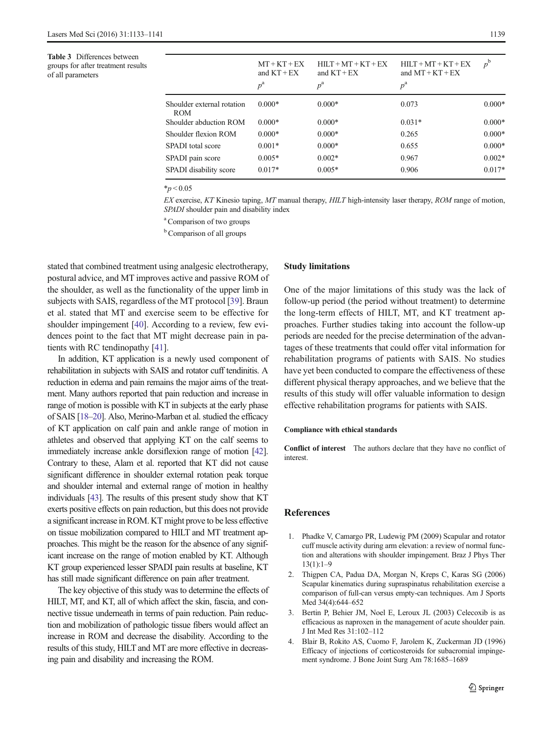Table 3 Differences between groups for after treatment results of all parameters

| | MT + KT + EX and KT + EX $p^a$ | HILT + MT + KT + EX and KT + EX $p^a$ | HILT + MT + KT + EX and MT + KT + EX $p^a$ | $p^b$ |
|---|---|---|---|---|
| Shoulder external rotation ROM | 0.000* | 0.000* | 0.073 | 0.000* |
| Shoulder abduction ROM | 0.000* | 0.000* | 0.031* | 0.000* |
| Shoulder flexion ROM | 0.000* | 0.000* | 0.265 | 0.000* |
| SPADI total score | 0.001* | 0.000* | 0.655 | 0.000* |
| SPADI pain score | 0.005* | 0.002* | 0.967 | 0.002* |
| SPADI disability score | 0.017* | 0.005* | 0.906 | 0.017* |

*$p < 0.05$

*EX* exercise, *KT* Kinesio taping, *MT* manual therapy, *HILT* high-intensity laser therapy, *ROM* range of motion, *SPADI* shoulder pain and disability index

[a] Comparison of two groups

[b] Comparison of all groups

stated that combined treatment using analgesic electrotherapy, postural advice, and MT improves active and passive ROM of the shoulder, as well as the functionality of the upper limb in subjects with SAIS, regardless of the MT protocol [39]. Braun et al. stated that MT and exercise seem to be effective for shoulder impingement [40]. According to a review, few evidences point to the fact that MT might decrease pain in patients with RC tendinopathy [41].

In addition, KT application is a newly used component of rehabilitation in subjects with SAIS and rotator cuff tendinitis. A reduction in edema and pain remains the major aims of the treatment. Many authors reported that pain reduction and increase in range of motion is possible with KT in subjects at the early phase of SAIS [18–20]. Also, Merino-Marban et al. studied the efficacy of KT application on calf pain and ankle range of motion in athletes and observed that applying KT on the calf seems to immediately increase ankle dorsiflexion range of motion [42]. Contrary to these, Alam et al. reported that KT did not cause significant difference in shoulder external rotation peak torque and shoulder internal and external range of motion in healthy individuals [43]. The results of this present study show that KT exerts positive effects on pain reduction, but this does not provide a significant increase in ROM. KT might prove to be less effective on tissue mobilization compared to HILT and MT treatment approaches. This might be the reason for the absence of any significant increase on the range of motion enabled by KT. Although KT group experienced lesser SPADI pain results at baseline, KT has still made significant difference on pain after treatment.

The key objective of this study was to determine the effects of HILT, MT, and KT, all of which affect the skin, fascia, and connective tissue underneath in terms of pain reduction. Pain reduction and mobilization of pathologic tissue fibers would affect an increase in ROM and decrease the disability. According to the results of this study, HILT and MT are more effective in decreasing pain and disability and increasing the ROM.

## Study limitations

One of the major limitations of this study was the lack of follow-up period (the period without treatment) to determine the long-term effects of HILT, MT, and KT treatment approaches. Further studies taking into account the follow-up periods are needed for the precise determination of the advantages of these treatments that could offer vital information for rehabilitation programs of patients with SAIS. No studies have yet been conducted to compare the effectiveness of these different physical therapy approaches, and we believe that the results of this study will offer valuable information to design effective rehabilitation programs for patients with SAIS.

### Compliance with ethical standards

**Conflict of interest** The authors declare that they have no conflict of interest.

## References

1. Phadke V, Camargo PR, Ludewig PM (2009) Scapular and rotator cuff muscle activity during arm elevation: a review of normal function and alterations with shoulder impingement. Braz J Phys Ther 13(1):1–9
2. Thigpen CA, Padua DA, Morgan N, Kreps C, Karas SG (2006) Scapular kinematics during supraspinatus rehabilitation exercise a comparison of full-can versus empty-can techniques. Am J Sports Med 34(4):644–652
3. Bertin P, Behier JM, Noel E, Leroux JL (2003) Celecoxib is as efficacious as naproxen in the management of acute shoulder pain. J Int Med Res 31:102–112
4. Blair B, Rokito AS, Cuomo F, Jarolem K, Zuckerman JD (1996) Efficacy of injections of corticosteroids for subacromial impingement syndrome. J Bone Joint Surg Am 78:1685–1689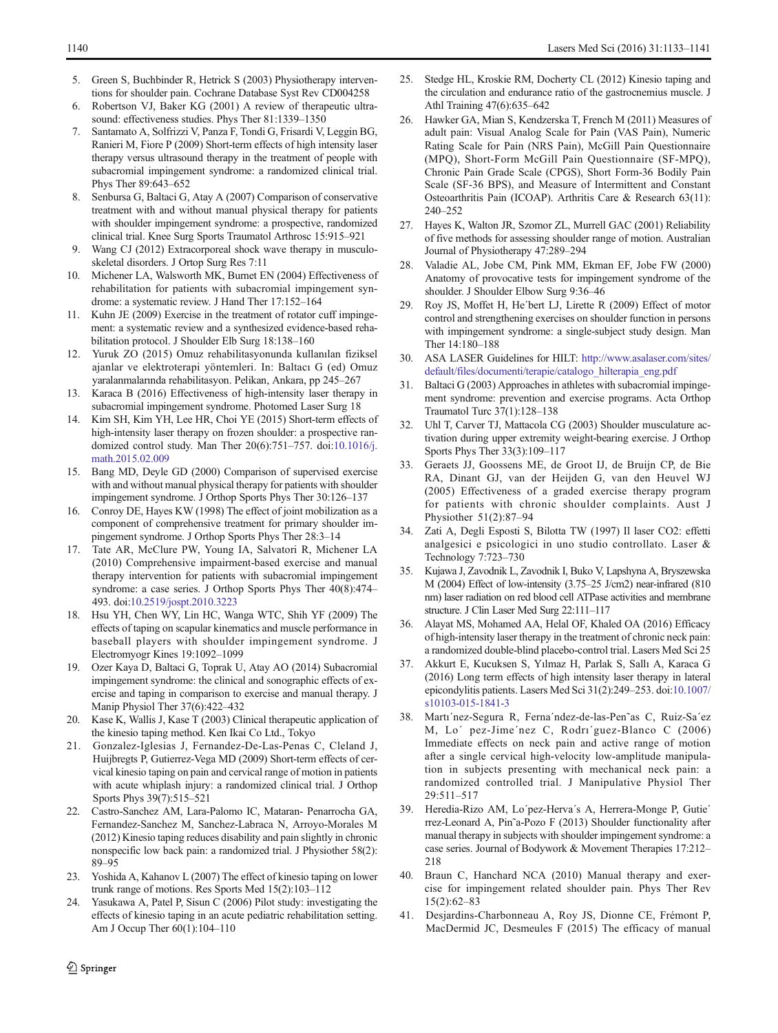5. Green S, Buchbinder R, Hetrick S (2003) Physiotherapy interventions for shoulder pain. Cochrane Database Syst Rev CD004258
6. Robertson VJ, Baker KG (2001) A review of therapeutic ultrasound: effectiveness studies. Phys Ther 81:1339–1350
7. Santamato A, Solfrizzi V, Panza F, Tondi G, Frisardi V, Leggin BG, Ranieri M, Fiore P (2009) Short-term effects of high intensity laser therapy versus ultrasound therapy in the treatment of people with subacromial impingement syndrome: a randomized clinical trial. Phys Ther 89:643–652
8. Senbursa G, Baltaci G, Atay A (2007) Comparison of conservative treatment with and without manual physical therapy for patients with shoulder impingement syndrome: a prospective, randomized clinical trial. Knee Surg Sports Traumatol Arthrosc 15:915–921
9. Wang CJ (2012) Extracorporeal shock wave therapy in musculoskeletal disorders. J Ortop Surg Res 7:11
10. Michener LA, Walsworth MK, Burnet EN (2004) Effectiveness of rehabilitation for patients with subacromial impingement syndrome: a systematic review. J Hand Ther 17:152–164
11. Kuhn JE (2009) Exercise in the treatment of rotator cuff impingement: a systematic review and a synthesized evidence-based rehabilitation protocol. J Shoulder Elb Surg 18:138–160
12. Yuruk ZO (2015) Omuz rehabilitasyonunda kullanılan fiziksel ajanlar ve elektroterapi yöntemleri. In: Baltacı G (ed) Omuz yaralanmalarında rehabilitasyon. Pelikan, Ankara, pp 245–267
13. Karaca B (2016) Effectiveness of high-intensity laser therapy in subacromial impingement syndrome. Photomed Laser Surg 18
14. Kim SH, Kim YH, Lee HR, Choi YE (2015) Short-term effects of high-intensity laser therapy on frozen shoulder: a prospective randomized control study. Man Ther 20(6):751–757. doi:10.1016/j.math.2015.02.009
15. Bang MD, Deyle GD (2000) Comparison of supervised exercise with and without manual physical therapy for patients with shoulder impingement syndrome. J Orthop Sports Phys Ther 30:126–137
16. Conroy DE, Hayes KW (1998) The effect of joint mobilization as a component of comprehensive treatment for primary shoulder impingement syndrome. J Orthop Sports Phys Ther 28:3–14
17. Tate AR, McClure PW, Young IA, Salvatori R, Michener LA (2010) Comprehensive impairment-based exercise and manual therapy intervention for patients with subacromial impingement syndrome: a case series. J Orthop Sports Phys Ther 40(8):474–493. doi:10.2519/jospt.2010.3223
18. Hsu YH, Chen WY, Lin HC, Wanga WTC, Shih YF (2009) The effects of taping on scapular kinematics and muscle performance in baseball players with shoulder impingement syndrome. J Electromyogr Kines 19:1092–1099
19. Ozer Kaya D, Baltaci G, Toprak U, Atay AO (2014) Subacromial impingement syndrome: the clinical and sonographic effects of exercise and taping in comparison to exercise and manual therapy. J Manip Physiol Ther 37(6):422–432
20. Kase K, Wallis J, Kase T (2003) Clinical therapeutic application of the kinesio taping method. Ken Ikai Co Ltd., Tokyo
21. Gonzalez-Iglesias J, Fernandez-De-Las-Penas C, Cleland J, Huijbregts P, Gutierrez-Vega MD (2009) Short-term effects of cervical kinesio taping on pain and cervical range of motion in patients with acute whiplash injury: a randomized clinical trial. J Orthop Sports Phys 39(7):515–521
22. Castro-Sanchez AM, Lara-Palomo IC, Mataran- Penarrocha GA, Fernandez-Sanchez M, Sanchez-Labraca N, Arroyo-Morales M (2012) Kinesio taping reduces disability and pain slightly in chronic nonspecific low back pain: a randomized trial. J Physiother 58(2):89–95
23. Yoshida A, Kahanov L (2007) The effect of kinesio taping on lower trunk range of motions. Res Sports Med 15(2):103–112
24. Yasukawa A, Patel P, Sisun C (2006) Pilot study: investigating the effects of kinesio taping in an acute pediatric rehabilitation setting. Am J Occup Ther 60(1):104–110
25. Stedge HL, Kroskie RM, Docherty CL (2012) Kinesio taping and the circulation and endurance ratio of the gastrocnemius muscle. J Athl Training 47(6):635–642
26. Hawker GA, Mian S, Kendzerska T, French M (2011) Measures of adult pain: Visual Analog Scale for Pain (VAS Pain), Numeric Rating Scale for Pain (NRS Pain), McGill Pain Questionnaire (MPQ), Short-Form McGill Pain Questionnaire (SF-MPQ), Chronic Pain Grade Scale (CPGS), Short Form-36 Bodily Pain Scale (SF-36 BPS), and Measure of Intermittent and Constant Osteoarthritis Pain (ICOAP). Arthritis Care & Research 63(11): 240–252
27. Hayes K, Walton JR, Szomor ZL, Murrell GAC (2001) Reliability of five methods for assessing shoulder range of motion. Australian Journal of Physiotherapy 47:289–294
28. Valadie AL, Jobe CM, Pink MM, Ekman EF, Jobe FW (2000) Anatomy of provocative tests for impingement syndrome of the shoulder. J Shoulder Elbow Surg 9:36–46
29. Roy JS, Moffet H, He´bert LJ, Lirette R (2009) Effect of motor control and strengthening exercises on shoulder function in persons with impingement syndrome: a single-subject study design. Man Ther 14:180–188
30. ASA LASER Guidelines for HILT: http://www.asalaser.com/sites/default/files/documenti/terapie/catalogo_hilterapia_eng.pdf
31. Baltaci G (2003) Approaches in athletes with subacromial impingement syndrome: prevention and exercise programs. Acta Orthop Traumatol Turc 37(1):128–138
32. Uhl T, Carver TJ, Mattacola CG (2003) Shoulder musculature activation during upper extremity weight-bearing exercise. J Orthop Sports Phys Ther 33(3):109–117
33. Geraets JJ, Goossens ME, de Groot IJ, de Bruijn CP, de Bie RA, Dinant GJ, van der Heijden G, van den Heuvel WJ (2005) Effectiveness of a graded exercise therapy program for patients with chronic shoulder complaints. Aust J Physiother 51(2):87–94
34. Zati A, Degli Esposti S, Bilotta TW (1997) Il laser CO2: effetti analgesici e psicologici in uno studio controllato. Laser & Technology 7:723–730
35. Kujawa J, Zavodnik L, Zavodnik I, Buko V, Lapshyna A, Bryszewska M (2004) Effect of low-intensity (3.75–25 J/cm2) near-infrared (810 nm) laser radiation on red blood cell ATPase activities and membrane structure. J Clin Laser Med Surg 22:111–117
36. Alayat MS, Mohamed AA, Helal OF, Khaled OA (2016) Efficacy of high-intensity laser therapy in the treatment of chronic neck pain: a randomized double-blind placebo-control trial. Lasers Med Sci 25
37. Akkurt E, Kucuksen S, Yılmaz H, Parlak S, Sallı A, Karaca G (2016) Long term effects of high intensity laser therapy in lateral epicondylitis patients. Lasers Med Sci 31(2):249–253. doi:10.1007/s10103-015-1841-3
38. Martı´nez-Segura R, Ferna´ndez-de-las-Pen˜as C, Ruiz-Sa´ez M, Lo´ pez-Jime´nez C, Rodrı´guez-Blanco C (2006) Immediate effects on neck pain and active range of motion after a single cervical high-velocity low-amplitude manipulation in subjects presenting with mechanical neck pain: a randomized controlled trial. J Manipulative Physiol Ther 29:511–517
39. Heredia-Rizo AM, Lo´pez-Herva´s A, Herrera-Monge P, Gutie´rrez-Leonard A, Pin˜a-Pozo F (2013) Shoulder functionality after manual therapy in subjects with shoulder impingement syndrome: a case series. Journal of Bodywork & Movement Therapies 17:212–218
40. Braun C, Hanchard NCA (2010) Manual therapy and exercise for impingement related shoulder pain. Phys Ther Rev 15(2):62–83
41. Desjardins-Charbonneau A, Roy JS, Dionne CE, Frémont P, MacDermid JC, Desmeules F (2015) The efficacy of manual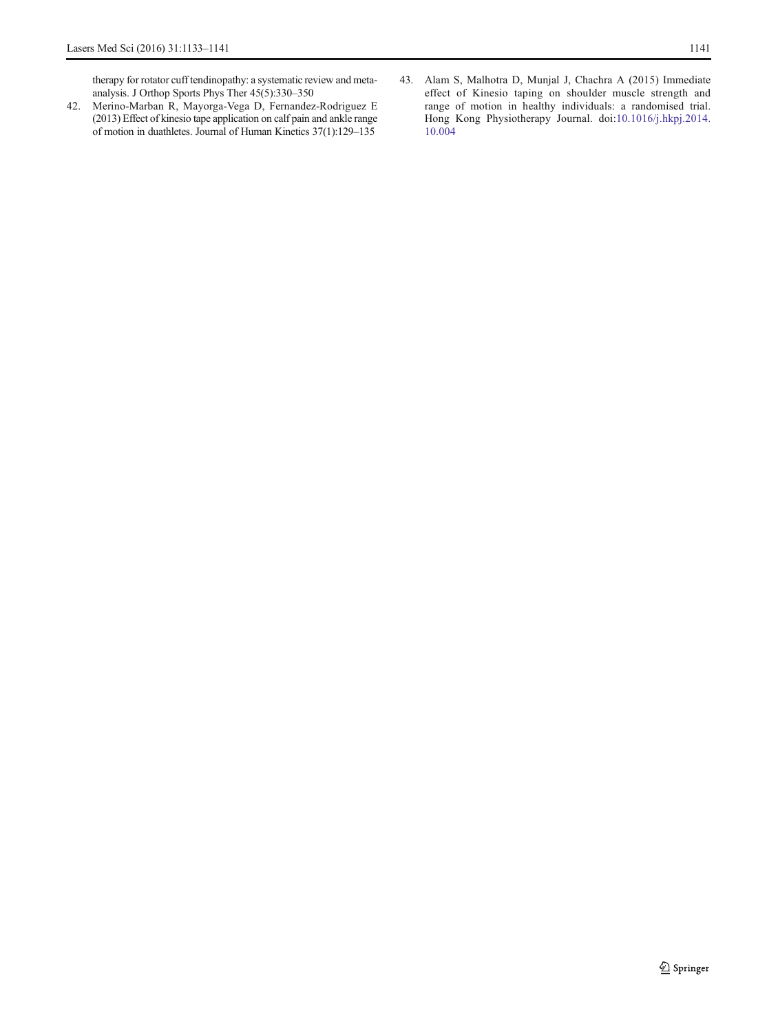therapy for rotator cuff tendinopathy: a systematic review and meta-analysis. J Orthop Sports Phys Ther 45(5):330–350

42. Merino-Marban R, Mayorga-Vega D, Fernandez-Rodriguez E (2013) Effect of kinesio tape application on calf pain and ankle range of motion in duathletes. Journal of Human Kinetics 37(1):129–135

43. Alam S, Malhotra D, Munjal J, Chachra A (2015) Immediate effect of Kinesio taping on shoulder muscle strength and range of motion in healthy individuals: a randomised trial. Hong Kong Physiotherapy Journal. doi:10.1016/j.hkpj.2014.10.004